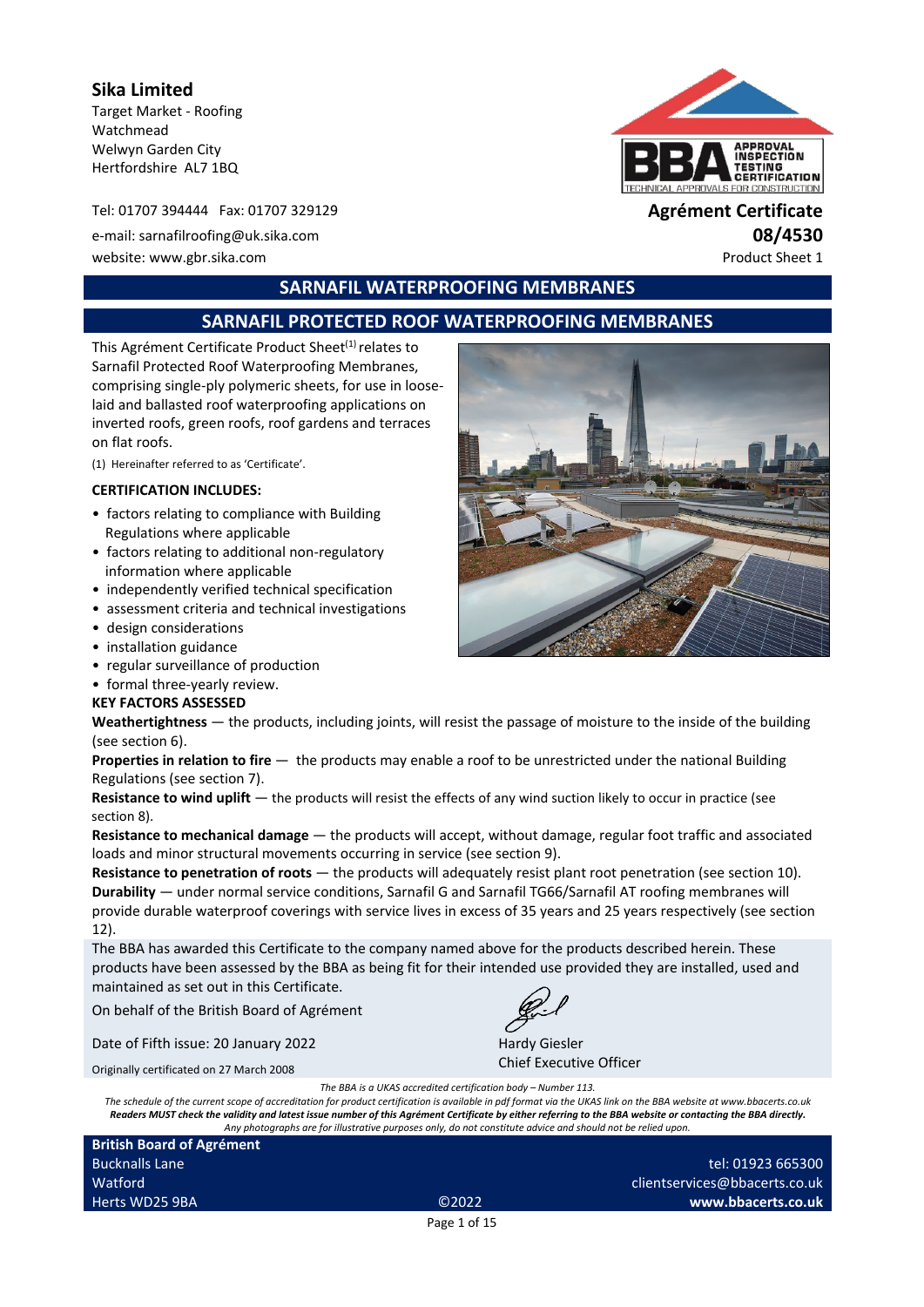**Sika Limited**
Target Market - Roofing
Watchmead
Welwyn Garden City
Hertfordshire AL7 1BQ

Tel: 01707 394444 Fax: 01707 329129
e-mail: sarnafilroofing@uk.sika.com
website: www.gbr.sika.com

**Agrément Certificate**
**08/4530**
Product Sheet 1

## SARNAFIL WATERPROOFING MEMBRANES

## SARNAFIL PROTECTED ROOF WATERPROOFING MEMBRANES

This Agrément Certificate Product Sheet[1] relates to Sarnafil Protected Roof Waterproofing Membranes, comprising single-ply polymeric sheets, for use in loose-laid and ballasted roof waterproofing applications on inverted roofs, green roofs, roof gardens and terraces on flat roofs.

(1) Hereinafter referred to as 'Certificate'.

**CERTIFICATION INCLUDES:**

- factors relating to compliance with Building Regulations where applicable
- factors relating to additional non-regulatory information where applicable
- independently verified technical specification
- assessment criteria and technical investigations
- design considerations
- installation guidance
- regular surveillance of production
- formal three-yearly review.

**KEY FACTORS ASSESSED**

**Weathertightness** — the products, including joints, will resist the passage of moisture to the inside of the building (see section 6).

**Properties in relation to fire** — the products may enable a roof to be unrestricted under the national Building Regulations (see section 7).

**Resistance to wind uplift** — the products will resist the effects of any wind suction likely to occur in practice (see section 8).

**Resistance to mechanical damage** — the products will accept, without damage, regular foot traffic and associated loads and minor structural movements occurring in service (see section 9).

**Resistance to penetration of roots** — the products will adequately resist plant root penetration (see section 10).

**Durability** — under normal service conditions, Sarnafil G and Sarnafil TG66/Sarnafil AT roofing membranes will provide durable waterproof coverings with service lives in excess of 35 years and 25 years respectively (see section 12).

The BBA has awarded this Certificate to the company named above for the products described herein. These products have been assessed by the BBA as being fit for their intended use provided they are installed, used and maintained as set out in this Certificate.

On behalf of the British Board of Agrément

Date of Fifth issue: 20 January 2022

Originally certificated on 27 March 2008

Hardy Giesler
Chief Executive Officer

*The BBA is a UKAS accredited certification body – Number 113.*
*The schedule of the current scope of accreditation for product certification is available in pdf format via the UKAS link on the BBA website at www.bbacerts.co.uk*
***Readers MUST check the validity and latest issue number of this Agrément Certificate by either referring to the BBA website or contacting the BBA directly.***
*Any photographs are for illustrative purposes only, do not constitute advice and should not be relied upon.*

**British Board of Agrément**
Bucknalls Lane
Watford
Herts WD25 9BA

©2022

tel: 01923 665300
clientservices@bbacerts.co.uk
**www.bbacerts.co.uk**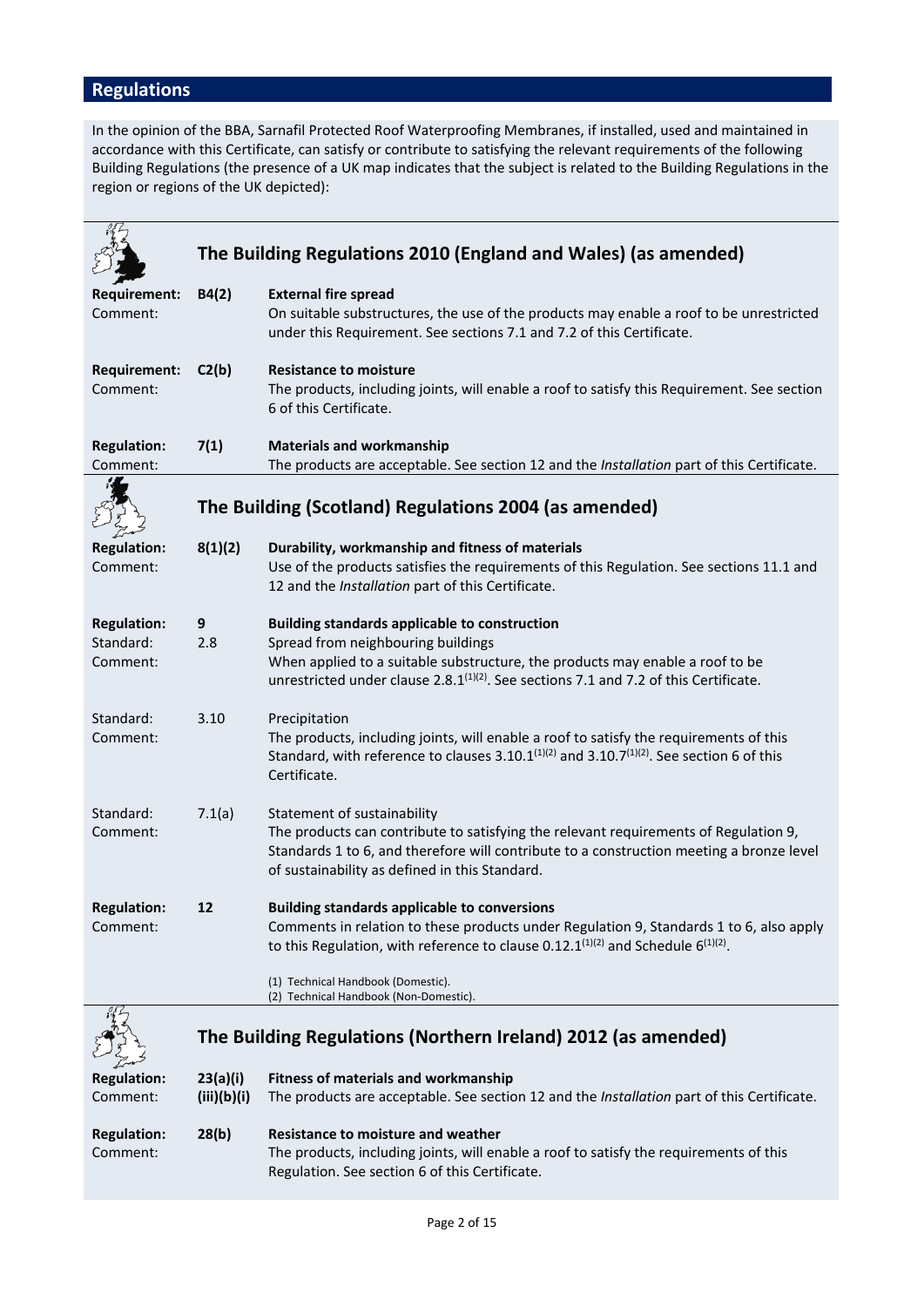## Regulations

In the opinion of the BBA, Sarnafil Protected Roof Waterproofing Membranes, if installed, used and maintained in accordance with this Certificate, can satisfy or contribute to satisfying the relevant requirements of the following Building Regulations (the presence of a UK map indicates that the subject is related to the Building Regulations in the region or regions of the UK depicted):

### The Building Regulations 2010 (England and Wales) (as amended)

**Requirement:** **B4(2)** **External fire spread**
Comment: On suitable substructures, the use of the products may enable a roof to be unrestricted under this Requirement. See sections 7.1 and 7.2 of this Certificate.

**Requirement:** **C2(b)** **Resistance to moisture**
Comment: The products, including joints, will enable a roof to satisfy this Requirement. See section 6 of this Certificate.

**Regulation:** **7(1)** **Materials and workmanship**
Comment: The products are acceptable. See section 12 and the *Installation* part of this Certificate.

### The Building (Scotland) Regulations 2004 (as amended)

**Regulation:** **8(1)(2)** **Durability, workmanship and fitness of materials**
Comment: Use of the products satisfies the requirements of this Regulation. See sections 11.1 and 12 and the *Installation* part of this Certificate.

**Regulation:** **9** **Building standards applicable to construction**
Standard: 2.8 Spread from neighbouring buildings
Comment: When applied to a suitable substructure, the products may enable a roof to be unrestricted under clause 2.8.1(1)(2). See sections 7.1 and 7.2 of this Certificate.

Standard: 3.10 Precipitation
Comment: The products, including joints, will enable a roof to satisfy the requirements of this Standard, with reference to clauses 3.10.1(1)(2) and 3.10.7(1)(2). See section 6 of this Certificate.

Standard: 7.1(a) Statement of sustainability
Comment: The products can contribute to satisfying the relevant requirements of Regulation 9, Standards 1 to 6, and therefore will contribute to a construction meeting a bronze level of sustainability as defined in this Standard.

**Regulation:** **12** **Building standards applicable to conversions**
Comment: Comments in relation to these products under Regulation 9, Standards 1 to 6, also apply to this Regulation, with reference to clause 0.12.1(1)(2) and Schedule 6(1)(2).

(1) Technical Handbook (Domestic).
(2) Technical Handbook (Non-Domestic).

### The Building Regulations (Northern Ireland) 2012 (as amended)

**Regulation:** **23(a)(i)(iii)(b)(i)** **Fitness of materials and workmanship**
Comment: The products are acceptable. See section 12 and the *Installation* part of this Certificate.

**Regulation:** **28(b)** **Resistance to moisture and weather**
Comment: The products, including joints, will enable a roof to satisfy the requirements of this Regulation. See section 6 of this Certificate.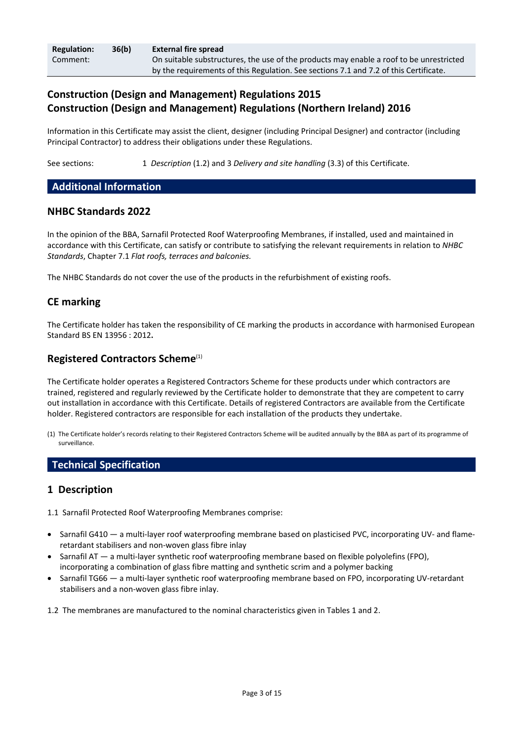| **Regulation:** | **36(b)** | **External fire spread** |
|---|---|---|
| Comment: | | On suitable substructures, the use of the products may enable a roof to be unrestricted by the requirements of this Regulation. See sections 7.1 and 7.2 of this Certificate. |

## Construction (Design and Management) Regulations 2015
## Construction (Design and Management) Regulations (Northern Ireland) 2016

Information in this Certificate may assist the client, designer (including Principal Designer) and contractor (including Principal Contractor) to address their obligations under these Regulations.

See sections: 1 *Description* (1.2) and 3 *Delivery and site handling* (3.3) of this Certificate.

# Additional Information

## NHBC Standards 2022

In the opinion of the BBA, Sarnafil Protected Roof Waterproofing Membranes, if installed, used and maintained in accordance with this Certificate, can satisfy or contribute to satisfying the relevant requirements in relation to *NHBC Standards*, Chapter 7.1 *Flat roofs, terraces and balconies.*

The NHBC Standards do not cover the use of the products in the refurbishment of existing roofs.

## CE marking

The Certificate holder has taken the responsibility of CE marking the products in accordance with harmonised European Standard BS EN 13956 : 2012**.**

## Registered Contractors Scheme[1]

The Certificate holder operates a Registered Contractors Scheme for these products under which contractors are trained, registered and regularly reviewed by the Certificate holder to demonstrate that they are competent to carry out installation in accordance with this Certificate. Details of registered Contractors are available from the Certificate holder. Registered contractors are responsible for each installation of the products they undertake.

(1) The Certificate holder's records relating to their Registered Contractors Scheme will be audited annually by the BBA as part of its programme of surveillance.

# Technical Specification

## 1 Description

1.1 Sarnafil Protected Roof Waterproofing Membranes comprise:

- Sarnafil G410 — a multi-layer roof waterproofing membrane based on plasticised PVC, incorporating UV- and flame-retardant stabilisers and non-woven glass fibre inlay
- Sarnafil AT — a multi-layer synthetic roof waterproofing membrane based on flexible polyolefins (FPO), incorporating a combination of glass fibre matting and synthetic scrim and a polymer backing
- Sarnafil TG66 — a multi-layer synthetic roof waterproofing membrane based on FPO, incorporating UV-retardant stabilisers and a non-woven glass fibre inlay.

1.2 The membranes are manufactured to the nominal characteristics given in Tables 1 and 2.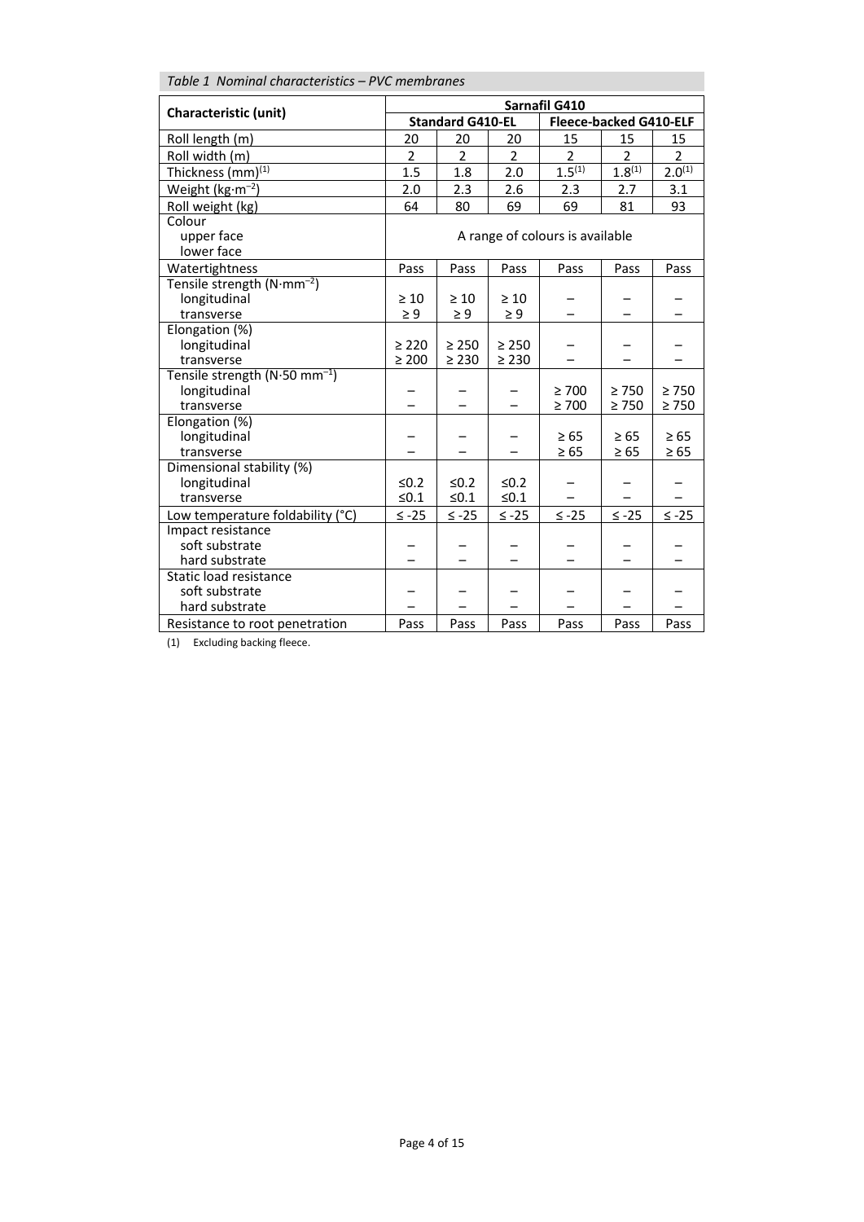*Table 1 Nominal characteristics – PVC membranes*

| Characteristic (unit) | Sarnafil G410 | | | | | |
|---|---|---|---|---|---|---|
| | **Standard G410-EL** | | | **Fleece-backed G410-ELF** | | |
| Roll length (m) | 20 | 20 | 20 | 15 | 15 | 15 |
| Roll width (m) | 2 | 2 | 2 | 2 | 2 | 2 |
| Thickness (mm)(1) | 1.5 | 1.8 | 2.0 | 1.5(1) | 1.8(1) | 2.0(1) |
| Weight ($kg{\cdot}m^{-2}$) | 2.0 | 2.3 | 2.6 | 2.3 | 2.7 | 3.1 |
| Roll weight (kg) | 64 | 80 | 69 | 69 | 81 | 93 |
| Colour<br>upper face<br>lower face | A range of colours is available | | | | | |
| Watertightness | Pass | Pass | Pass | Pass | Pass | Pass |
| Tensile strength ($N{\cdot}mm^{-2}$)<br>longitudinal<br>transverse | <br>≥ 10<br>≥ 9 | <br>≥ 10<br>≥ 9 | <br>≥ 10<br>≥ 9 | <br>–<br>– | <br>–<br>– | <br>–<br>– |
| Elongation (%)<br>longitudinal<br>transverse | <br>≥ 220<br>≥ 200 | <br>≥ 250<br>≥ 230 | <br>≥ 250<br>≥ 230 | <br>–<br>– | <br>–<br>– | <br>–<br>– |
| Tensile strength ($N{\cdot}50\ mm^{-1}$)<br>longitudinal<br>transverse | <br>–<br>– | <br>–<br>– | <br>–<br>– | <br>≥ 700<br>≥ 700 | <br>≥ 750<br>≥ 750 | <br>≥ 750<br>≥ 750 |
| Elongation (%)<br>longitudinal<br>transverse | <br>–<br>– | <br>–<br>– | <br>–<br>– | <br>≥ 65<br>≥ 65 | <br>≥ 65<br>≥ 65 | <br>≥ 65<br>≥ 65 |
| Dimensional stability (%)<br>longitudinal<br>transverse | <br>≤0.2<br>≤0.1 | <br>≤0.2<br>≤0.1 | <br>≤0.2<br>≤0.1 | <br>–<br>– | <br>–<br>– | <br>–<br>– |
| Low temperature foldability (°C) | ≤ -25 | ≤ -25 | ≤ -25 | ≤ -25 | ≤ -25 | ≤ -25 |
| Impact resistance<br>soft substrate<br>hard substrate | <br>–<br>– | <br>–<br>– | <br>–<br>– | <br>–<br>– | <br>–<br>– | <br>–<br>– |
| Static load resistance<br>soft substrate<br>hard substrate | <br>–<br>– | <br>–<br>– | <br>–<br>– | <br>–<br>– | <br>–<br>– | <br>–<br>– |
| Resistance to root penetration | Pass | Pass | Pass | Pass | Pass | Pass |

(1) Excluding backing fleece.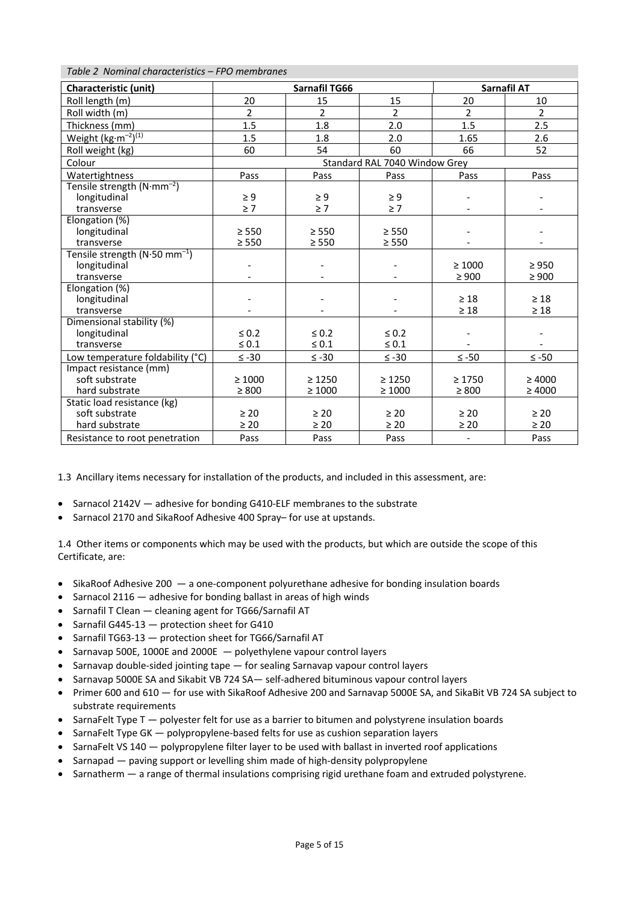*Table 2 Nominal characteristics – FPO membranes*

| Characteristic (unit) | Sarnafil TG66 | | | Sarnafil AT | |
|---|---|---|---|---|---|
| Roll length (m) | 20 | 15 | 15 | 20 | 10 |
| Roll width (m) | 2 | 2 | 2 | 2 | 2 |
| Thickness (mm) | 1.5 | 1.8 | 2.0 | 1.5 | 2.5 |
| Weight ($kg{\cdot}m^{-2}$)(1) | 1.5 | 1.8 | 2.0 | 1.65 | 2.6 |
| Roll weight (kg) | 60 | 54 | 60 | 66 | 52 |
| Colour | Standard RAL 7040 Window Grey | | | | |
| Watertightness | Pass | Pass | Pass | Pass | Pass |
| Tensile strength ($N{\cdot}mm^{-2}$) | | | | | |
| longitudinal | ≥ 9 | ≥ 9 | ≥ 9 | - | - |
| transverse | ≥ 7 | ≥ 7 | ≥ 7 | - | - |
| Elongation (%) | | | | | |
| longitudinal | ≥ 550 | ≥ 550 | ≥ 550 | - | - |
| transverse | ≥ 550 | ≥ 550 | ≥ 550 | - | - |
| Tensile strength ($N{\cdot}50\ mm^{-1}$) | | | | | |
| longitudinal | - | - | - | ≥ 1000 | ≥ 950 |
| transverse | - | - | - | ≥ 900 | ≥ 900 |
| Elongation (%) | | | | | |
| longitudinal | - | - | - | ≥ 18 | ≥ 18 |
| transverse | - | - | - | ≥ 18 | ≥ 18 |
| Dimensional stability (%) | | | | | |
| longitudinal | ≤ 0.2 | ≤ 0.2 | ≤ 0.2 | - | - |
| transverse | ≤ 0.1 | ≤ 0.1 | ≤ 0.1 | - | - |
| Low temperature foldability (°C) | ≤ -30 | ≤ -30 | ≤ -30 | ≤ -50 | ≤ -50 |
| Impact resistance (mm) | | | | | |
| soft substrate | ≥ 1000 | ≥ 1250 | ≥ 1250 | ≥ 1750 | ≥ 4000 |
| hard substrate | ≥ 800 | ≥ 1000 | ≥ 1000 | ≥ 800 | ≥ 4000 |
| Static load resistance (kg) | | | | | |
| soft substrate | ≥ 20 | ≥ 20 | ≥ 20 | ≥ 20 | ≥ 20 |
| hard substrate | ≥ 20 | ≥ 20 | ≥ 20 | ≥ 20 | ≥ 20 |
| Resistance to root penetration | Pass | Pass | Pass | - | Pass |

1.3 Ancillary items necessary for installation of the products, and included in this assessment, are:

- Sarnacol 2142V — adhesive for bonding G410-ELF membranes to the substrate
- Sarnacol 2170 and SikaRoof Adhesive 400 Spray– for use at upstands.

1.4 Other items or components which may be used with the products, but which are outside the scope of this Certificate, are:

- SikaRoof Adhesive 200 — a one-component polyurethane adhesive for bonding insulation boards
- Sarnacol 2116 — adhesive for bonding ballast in areas of high winds
- Sarnafil T Clean — cleaning agent for TG66/Sarnafil AT
- Sarnafil G445-13 — protection sheet for G410
- Sarnafil TG63-13 — protection sheet for TG66/Sarnafil AT
- Sarnavap 500E, 1000E and 2000E — polyethylene vapour control layers
- Sarnavap double-sided jointing tape — for sealing Sarnavap vapour control layers
- Sarnavap 5000E SA and Sikabit VB 724 SA— self-adhered bituminous vapour control layers
- Primer 600 and 610 — for use with SikaRoof Adhesive 200 and Sarnavap 5000E SA, and SikaBit VB 724 SA subject to substrate requirements
- SarnaFelt Type T — polyester felt for use as a barrier to bitumen and polystyrene insulation boards
- SarnaFelt Type GK — polypropylene-based felts for use as cushion separation layers
- SarnaFelt VS 140 — polypropylene filter layer to be used with ballast in inverted roof applications
- Sarnapad — paving support or levelling shim made of high-density polypropylene
- Sarnatherm — a range of thermal insulations comprising rigid urethane foam and extruded polystyrene.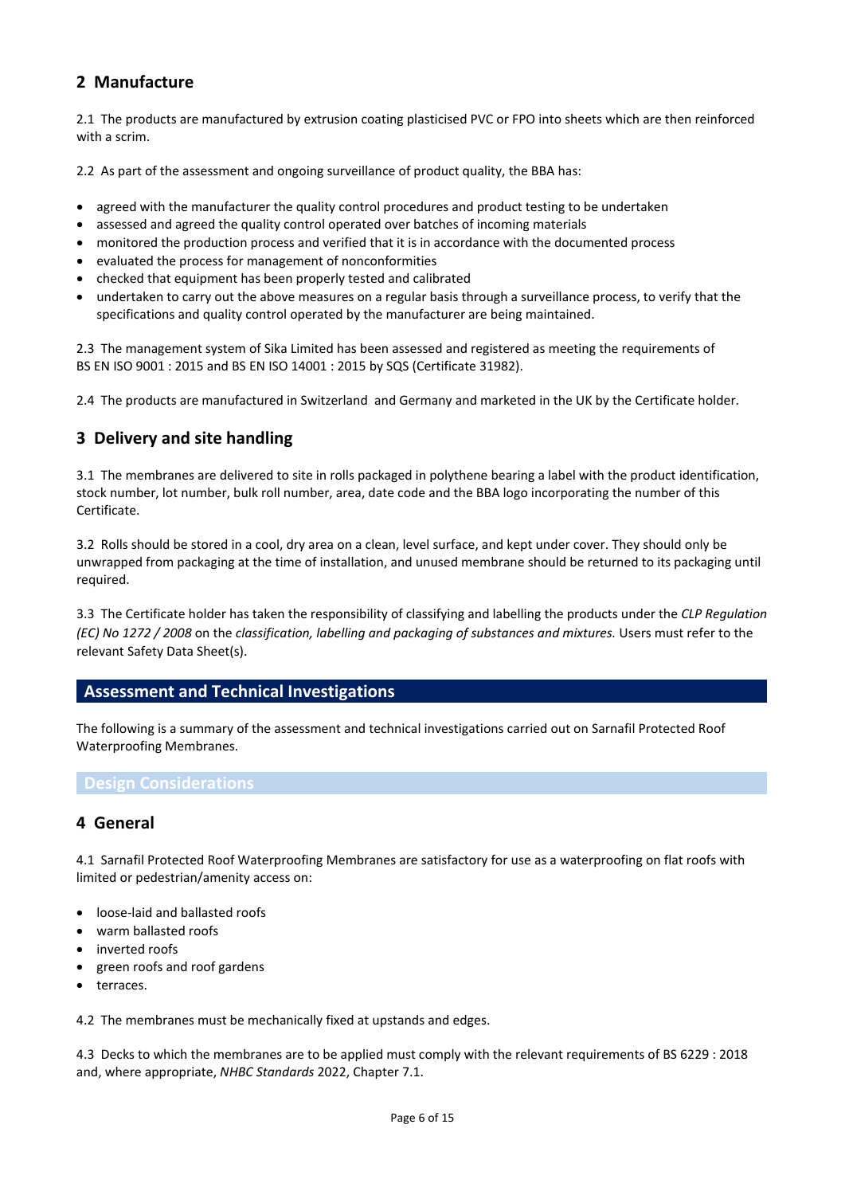## 2 Manufacture

2.1 The products are manufactured by extrusion coating plasticised PVC or FPO into sheets which are then reinforced with a scrim.

2.2 As part of the assessment and ongoing surveillance of product quality, the BBA has:

- agreed with the manufacturer the quality control procedures and product testing to be undertaken
- assessed and agreed the quality control operated over batches of incoming materials
- monitored the production process and verified that it is in accordance with the documented process
- evaluated the process for management of nonconformities
- checked that equipment has been properly tested and calibrated
- undertaken to carry out the above measures on a regular basis through a surveillance process, to verify that the specifications and quality control operated by the manufacturer are being maintained.

2.3 The management system of Sika Limited has been assessed and registered as meeting the requirements of BS EN ISO 9001 : 2015 and BS EN ISO 14001 : 2015 by SQS (Certificate 31982).

2.4 The products are manufactured in Switzerland and Germany and marketed in the UK by the Certificate holder.

## 3 Delivery and site handling

3.1 The membranes are delivered to site in rolls packaged in polythene bearing a label with the product identification, stock number, lot number, bulk roll number, area, date code and the BBA logo incorporating the number of this Certificate.

3.2 Rolls should be stored in a cool, dry area on a clean, level surface, and kept under cover. They should only be unwrapped from packaging at the time of installation, and unused membrane should be returned to its packaging until required.

3.3 The Certificate holder has taken the responsibility of classifying and labelling the products under the *CLP Regulation (EC) No 1272 / 2008* on the *classification, labelling and packaging of substances and mixtures.* Users must refer to the relevant Safety Data Sheet(s).

# Assessment and Technical Investigations

The following is a summary of the assessment and technical investigations carried out on Sarnafil Protected Roof Waterproofing Membranes.

### Design Considerations

## 4 General

4.1 Sarnafil Protected Roof Waterproofing Membranes are satisfactory for use as a waterproofing on flat roofs with limited or pedestrian/amenity access on:

- loose-laid and ballasted roofs
- warm ballasted roofs
- inverted roofs
- green roofs and roof gardens
- terraces.

4.2 The membranes must be mechanically fixed at upstands and edges.

4.3 Decks to which the membranes are to be applied must comply with the relevant requirements of BS 6229 : 2018 and, where appropriate, *NHBC Standards* 2022, Chapter 7.1.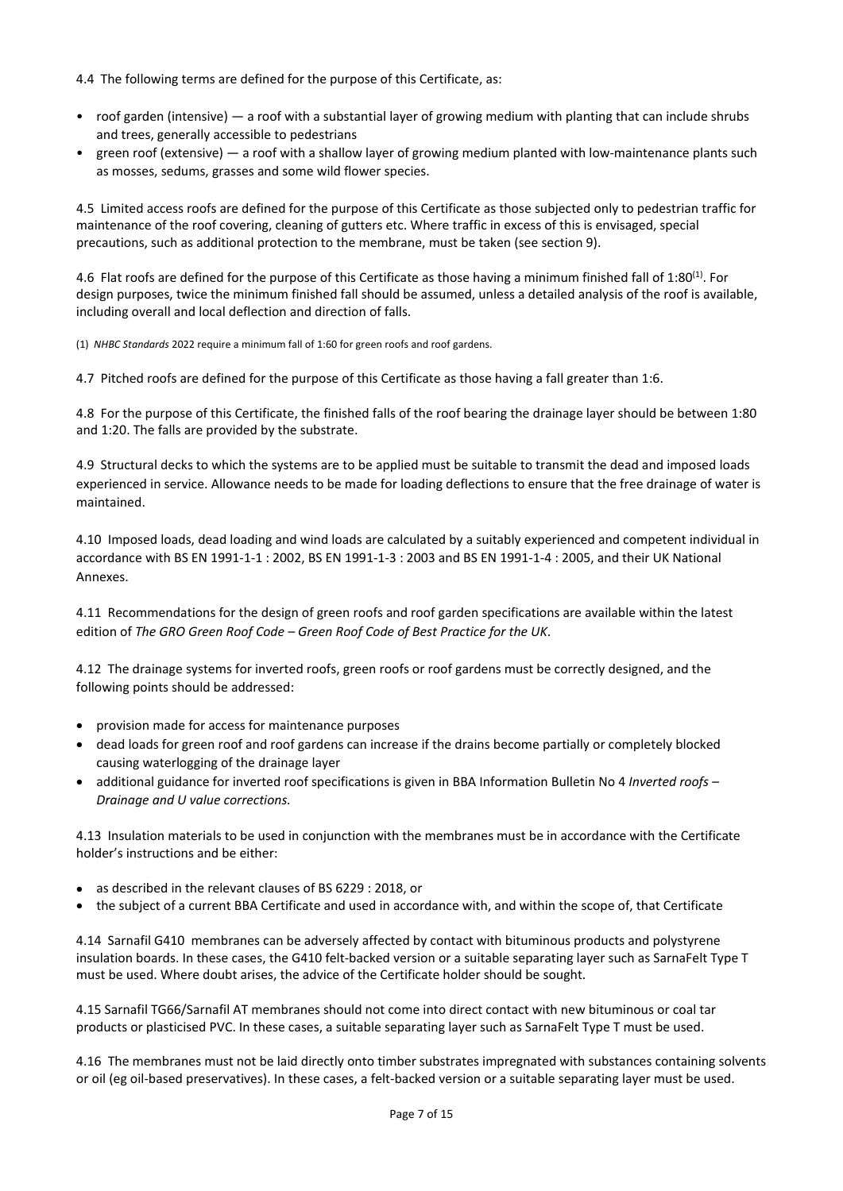4.4 The following terms are defined for the purpose of this Certificate, as:

- roof garden (intensive) — a roof with a substantial layer of growing medium with planting that can include shrubs and trees, generally accessible to pedestrians
- green roof (extensive) — a roof with a shallow layer of growing medium planted with low-maintenance plants such as mosses, sedums, grasses and some wild flower species.

4.5 Limited access roofs are defined for the purpose of this Certificate as those subjected only to pedestrian traffic for maintenance of the roof covering, cleaning of gutters etc. Where traffic in excess of this is envisaged, special precautions, such as additional protection to the membrane, must be taken (see section 9).

4.6 Flat roofs are defined for the purpose of this Certificate as those having a minimum finished fall of 1:80[(1)]. For design purposes, twice the minimum finished fall should be assumed, unless a detailed analysis of the roof is available, including overall and local deflection and direction of falls.

(1) *NHBC Standards* 2022 require a minimum fall of 1:60 for green roofs and roof gardens.

4.7 Pitched roofs are defined for the purpose of this Certificate as those having a fall greater than 1:6.

4.8 For the purpose of this Certificate, the finished falls of the roof bearing the drainage layer should be between 1:80 and 1:20. The falls are provided by the substrate.

4.9 Structural decks to which the systems are to be applied must be suitable to transmit the dead and imposed loads experienced in service. Allowance needs to be made for loading deflections to ensure that the free drainage of water is maintained.

4.10 Imposed loads, dead loading and wind loads are calculated by a suitably experienced and competent individual in accordance with BS EN 1991-1-1 : 2002, BS EN 1991-1-3 : 2003 and BS EN 1991-1-4 : 2005, and their UK National Annexes.

4.11 Recommendations for the design of green roofs and roof garden specifications are available within the latest edition of *The GRO Green Roof Code – Green Roof Code of Best Practice for the UK*.

4.12 The drainage systems for inverted roofs, green roofs or roof gardens must be correctly designed, and the following points should be addressed:

- provision made for access for maintenance purposes
- dead loads for green roof and roof gardens can increase if the drains become partially or completely blocked causing waterlogging of the drainage layer
- additional guidance for inverted roof specifications is given in BBA Information Bulletin No 4 *Inverted roofs – Drainage and U value corrections.*

4.13 Insulation materials to be used in conjunction with the membranes must be in accordance with the Certificate holder's instructions and be either:

- as described in the relevant clauses of BS 6229 : 2018, or
- the subject of a current BBA Certificate and used in accordance with, and within the scope of, that Certificate

4.14 Sarnafil G410 membranes can be adversely affected by contact with bituminous products and polystyrene insulation boards. In these cases, the G410 felt-backed version or a suitable separating layer such as SarnaFelt Type T must be used. Where doubt arises, the advice of the Certificate holder should be sought.

4.15 Sarnafil TG66/Sarnafil AT membranes should not come into direct contact with new bituminous or coal tar products or plasticised PVC. In these cases, a suitable separating layer such as SarnaFelt Type T must be used.

4.16 The membranes must not be laid directly onto timber substrates impregnated with substances containing solvents or oil (eg oil-based preservatives). In these cases, a felt-backed version or a suitable separating layer must be used.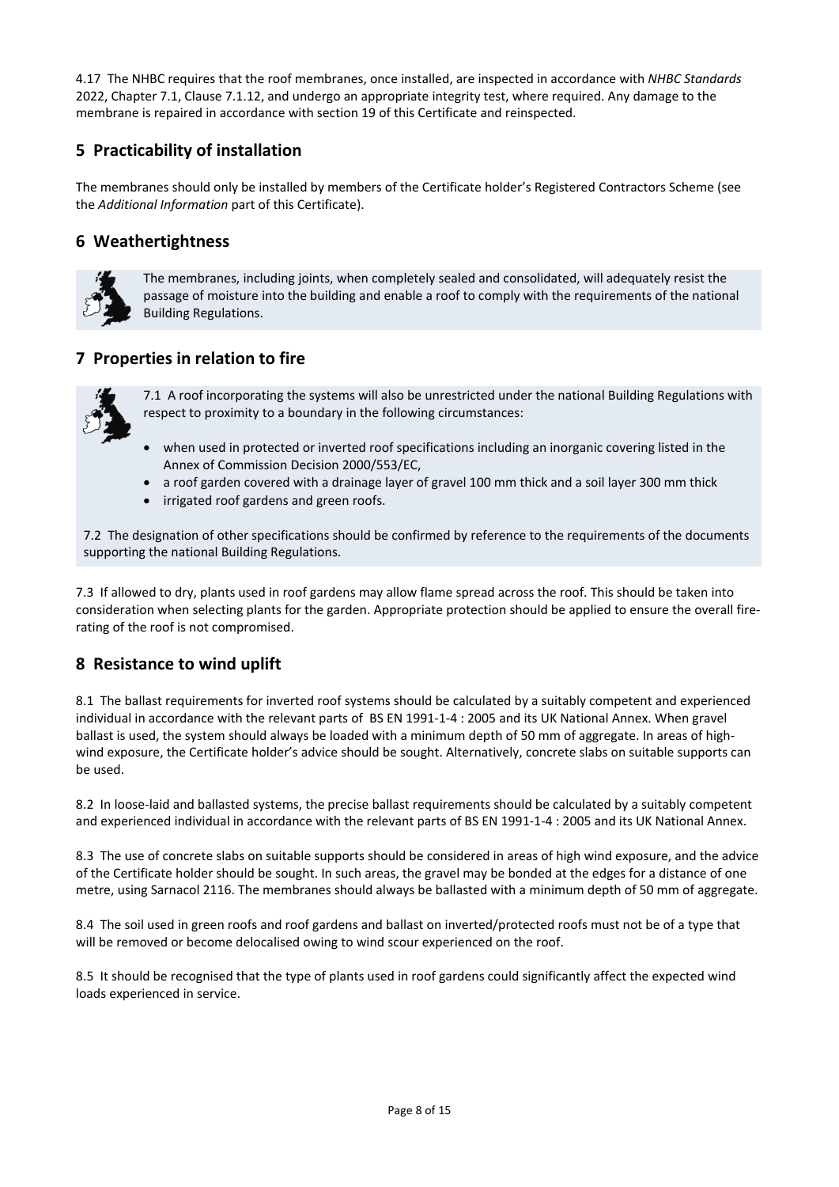4.17 The NHBC requires that the roof membranes, once installed, are inspected in accordance with *NHBC Standards* 2022, Chapter 7.1, Clause 7.1.12, and undergo an appropriate integrity test, where required. Any damage to the membrane is repaired in accordance with section 19 of this Certificate and reinspected.

## 5 Practicability of installation

The membranes should only be installed by members of the Certificate holder's Registered Contractors Scheme (see the *Additional Information* part of this Certificate).

## 6 Weathertightness

The membranes, including joints, when completely sealed and consolidated, will adequately resist the passage of moisture into the building and enable a roof to comply with the requirements of the national Building Regulations.

## 7 Properties in relation to fire

7.1 A roof incorporating the systems will also be unrestricted under the national Building Regulations with respect to proximity to a boundary in the following circumstances:

- when used in protected or inverted roof specifications including an inorganic covering listed in the Annex of Commission Decision 2000/553/EC,
- a roof garden covered with a drainage layer of gravel 100 mm thick and a soil layer 300 mm thick
- irrigated roof gardens and green roofs.

7.2 The designation of other specifications should be confirmed by reference to the requirements of the documents supporting the national Building Regulations.

7.3 If allowed to dry, plants used in roof gardens may allow flame spread across the roof. This should be taken into consideration when selecting plants for the garden. Appropriate protection should be applied to ensure the overall fire-rating of the roof is not compromised.

## 8 Resistance to wind uplift

8.1 The ballast requirements for inverted roof systems should be calculated by a suitably competent and experienced individual in accordance with the relevant parts of BS EN 1991-1-4 : 2005 and its UK National Annex. When gravel ballast is used, the system should always be loaded with a minimum depth of 50 mm of aggregate. In areas of high-wind exposure, the Certificate holder's advice should be sought. Alternatively, concrete slabs on suitable supports can be used.

8.2 In loose-laid and ballasted systems, the precise ballast requirements should be calculated by a suitably competent and experienced individual in accordance with the relevant parts of BS EN 1991-1-4 : 2005 and its UK National Annex.

8.3 The use of concrete slabs on suitable supports should be considered in areas of high wind exposure, and the advice of the Certificate holder should be sought. In such areas, the gravel may be bonded at the edges for a distance of one metre, using Sarnacol 2116. The membranes should always be ballasted with a minimum depth of 50 mm of aggregate.

8.4 The soil used in green roofs and roof gardens and ballast on inverted/protected roofs must not be of a type that will be removed or become delocalised owing to wind scour experienced on the roof.

8.5 It should be recognised that the type of plants used in roof gardens could significantly affect the expected wind loads experienced in service.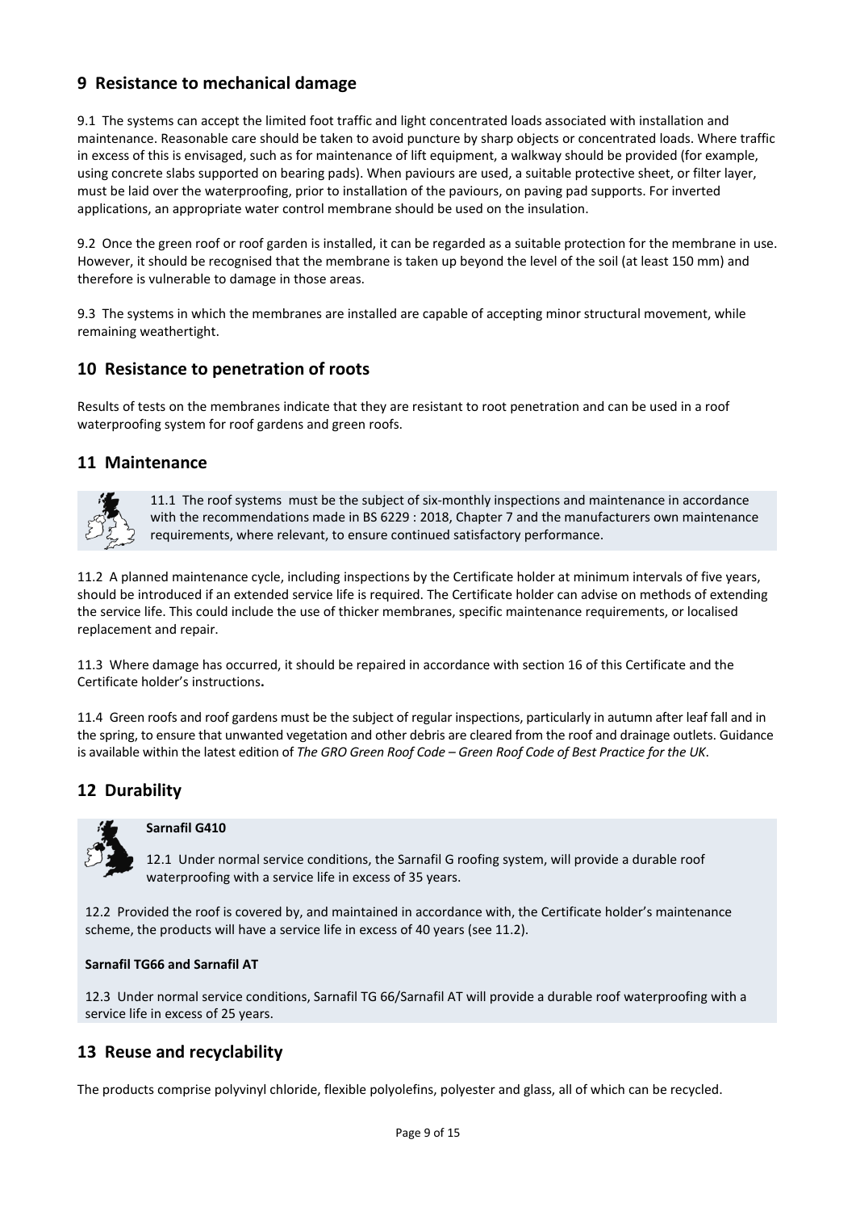## 9 Resistance to mechanical damage

9.1 The systems can accept the limited foot traffic and light concentrated loads associated with installation and maintenance. Reasonable care should be taken to avoid puncture by sharp objects or concentrated loads. Where traffic in excess of this is envisaged, such as for maintenance of lift equipment, a walkway should be provided (for example, using concrete slabs supported on bearing pads). When paviours are used, a suitable protective sheet, or filter layer, must be laid over the waterproofing, prior to installation of the paviours, on paving pad supports. For inverted applications, an appropriate water control membrane should be used on the insulation.

9.2 Once the green roof or roof garden is installed, it can be regarded as a suitable protection for the membrane in use. However, it should be recognised that the membrane is taken up beyond the level of the soil (at least 150 mm) and therefore is vulnerable to damage in those areas.

9.3 The systems in which the membranes are installed are capable of accepting minor structural movement, while remaining weathertight.

## 10 Resistance to penetration of roots

Results of tests on the membranes indicate that they are resistant to root penetration and can be used in a roof waterproofing system for roof gardens and green roofs.

## 11 Maintenance

11.1 The roof systems must be the subject of six-monthly inspections and maintenance in accordance with the recommendations made in BS 6229 : 2018, Chapter 7 and the manufacturers own maintenance requirements, where relevant, to ensure continued satisfactory performance.

11.2 A planned maintenance cycle, including inspections by the Certificate holder at minimum intervals of five years, should be introduced if an extended service life is required. The Certificate holder can advise on methods of extending the service life. This could include the use of thicker membranes, specific maintenance requirements, or localised replacement and repair.

11.3 Where damage has occurred, it should be repaired in accordance with section 16 of this Certificate and the Certificate holder's instructions**.**

11.4 Green roofs and roof gardens must be the subject of regular inspections, particularly in autumn after leaf fall and in the spring, to ensure that unwanted vegetation and other debris are cleared from the roof and drainage outlets. Guidance is available within the latest edition of *The GRO Green Roof Code – Green Roof Code of Best Practice for the UK*.

## 12 Durability

**Sarnafil G410**

12.1 Under normal service conditions, the Sarnafil G roofing system, will provide a durable roof waterproofing with a service life in excess of 35 years.

12.2 Provided the roof is covered by, and maintained in accordance with, the Certificate holder's maintenance scheme, the products will have a service life in excess of 40 years (see 11.2).

**Sarnafil TG66 and Sarnafil AT**

12.3 Under normal service conditions, Sarnafil TG 66/Sarnafil AT will provide a durable roof waterproofing with a service life in excess of 25 years.

## 13 Reuse and recyclability

The products comprise polyvinyl chloride, flexible polyolefins, polyester and glass, all of which can be recycled.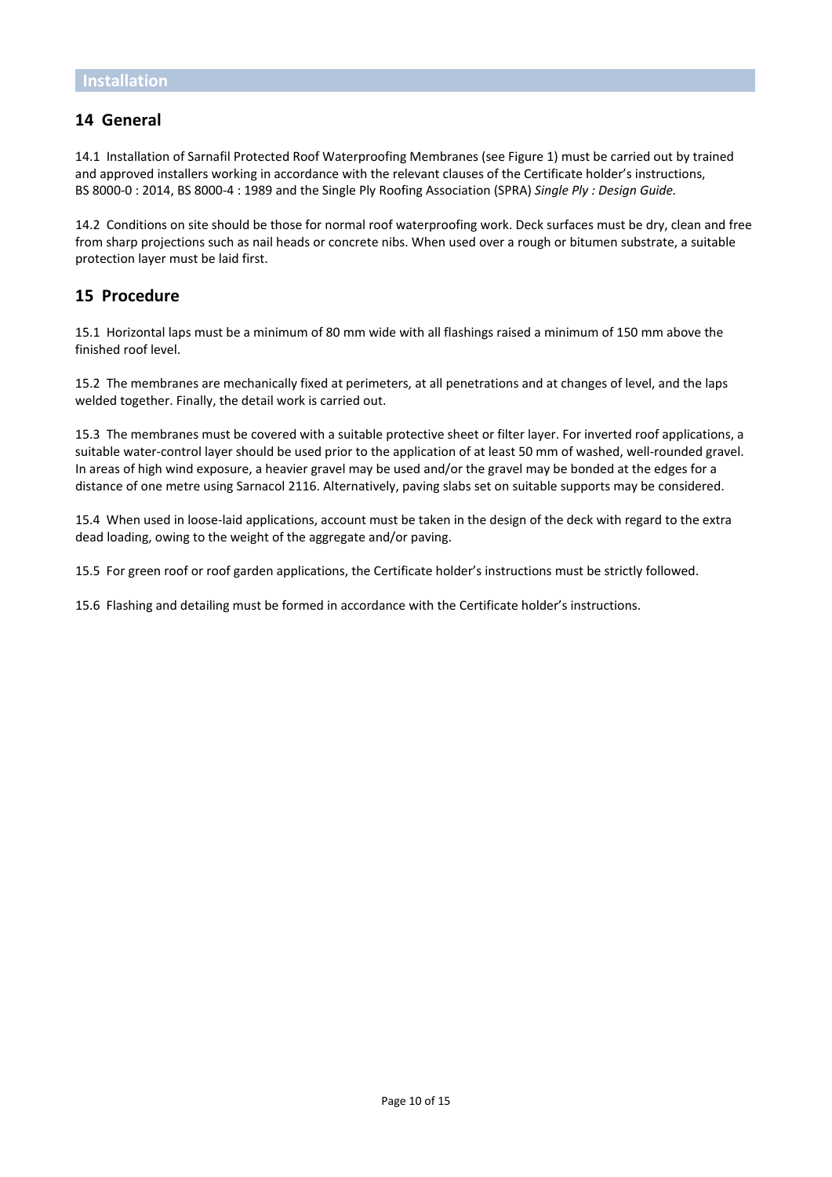# Installation

## 14 General

14.1 Installation of Sarnafil Protected Roof Waterproofing Membranes (see Figure 1) must be carried out by trained and approved installers working in accordance with the relevant clauses of the Certificate holder's instructions, BS 8000-0 : 2014, BS 8000-4 : 1989 and the Single Ply Roofing Association (SPRA) *Single Ply : Design Guide.*

14.2 Conditions on site should be those for normal roof waterproofing work. Deck surfaces must be dry, clean and free from sharp projections such as nail heads or concrete nibs. When used over a rough or bitumen substrate, a suitable protection layer must be laid first.

## 15 Procedure

15.1 Horizontal laps must be a minimum of 80 mm wide with all flashings raised a minimum of 150 mm above the finished roof level.

15.2 The membranes are mechanically fixed at perimeters, at all penetrations and at changes of level, and the laps welded together. Finally, the detail work is carried out.

15.3 The membranes must be covered with a suitable protective sheet or filter layer. For inverted roof applications, a suitable water-control layer should be used prior to the application of at least 50 mm of washed, well-rounded gravel. In areas of high wind exposure, a heavier gravel may be used and/or the gravel may be bonded at the edges for a distance of one metre using Sarnacol 2116. Alternatively, paving slabs set on suitable supports may be considered.

15.4 When used in loose-laid applications, account must be taken in the design of the deck with regard to the extra dead loading, owing to the weight of the aggregate and/or paving.

15.5 For green roof or roof garden applications, the Certificate holder's instructions must be strictly followed.

15.6 Flashing and detailing must be formed in accordance with the Certificate holder's instructions.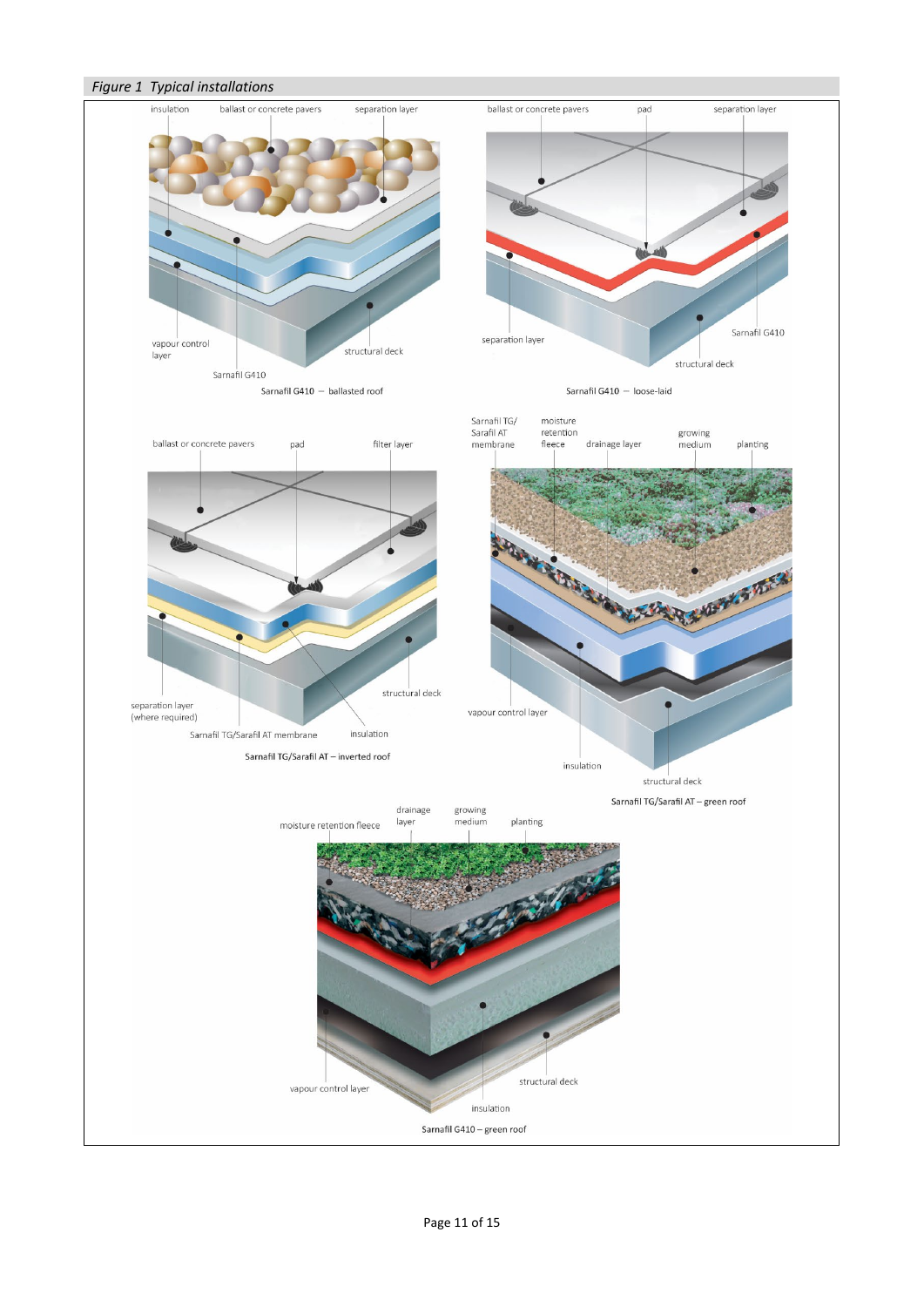*Figure 1 Typical installations*

insulation

ballast or concrete pavers

separation layer

vapour control layer

structural deck

Sarnafil G410

Sarnafil G410 – ballasted roof

ballast or concrete pavers

pad

separation layer

separation layer

Sarnafil G410

structural deck

Sarnafil G410 – loose-laid

ballast or concrete pavers

pad

filter layer

separation layer (where required)

structural deck

Sarnafil TG/Sarafil AT membrane

insulation

Sarnafil TG/Sarafil AT – inverted roof

Sarnafil TG/ Sarafil AT membrane

moisture retention fleece

drainage layer

growing medium

planting

vapour control layer

insulation

structural deck

Sarnafil TG/Sarafil AT – green roof

moisture retention fleece

drainage layer

growing medium

planting

vapour control layer

structural deck

insulation

Sarnafil G410 – green roof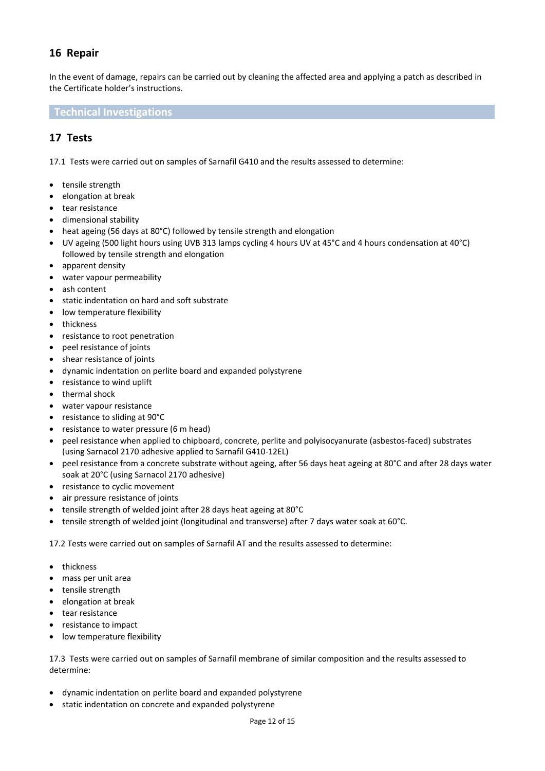## 16 Repair

In the event of damage, repairs can be carried out by cleaning the affected area and applying a patch as described in the Certificate holder's instructions.

# Technical Investigations

## 17 Tests

17.1 Tests were carried out on samples of Sarnafil G410 and the results assessed to determine:

- tensile strength
- elongation at break
- tear resistance
- dimensional stability
- heat ageing (56 days at 80°C) followed by tensile strength and elongation
- UV ageing (500 light hours using UVB 313 lamps cycling 4 hours UV at 45°C and 4 hours condensation at 40°C) followed by tensile strength and elongation
- apparent density
- water vapour permeability
- ash content
- static indentation on hard and soft substrate
- low temperature flexibility
- thickness
- resistance to root penetration
- peel resistance of joints
- shear resistance of joints
- dynamic indentation on perlite board and expanded polystyrene
- resistance to wind uplift
- thermal shock
- water vapour resistance
- resistance to sliding at 90°C
- resistance to water pressure (6 m head)
- peel resistance when applied to chipboard, concrete, perlite and polyisocyanurate (asbestos-faced) substrates (using Sarnacol 2170 adhesive applied to Sarnafil G410-12EL)
- peel resistance from a concrete substrate without ageing, after 56 days heat ageing at 80°C and after 28 days water soak at 20°C (using Sarnacol 2170 adhesive)
- resistance to cyclic movement
- air pressure resistance of joints
- tensile strength of welded joint after 28 days heat ageing at 80°C
- tensile strength of welded joint (longitudinal and transverse) after 7 days water soak at 60°C.

17.2 Tests were carried out on samples of Sarnafil AT and the results assessed to determine:

- thickness
- mass per unit area
- tensile strength
- elongation at break
- tear resistance
- resistance to impact
- low temperature flexibility

17.3 Tests were carried out on samples of Sarnafil membrane of similar composition and the results assessed to determine:

- dynamic indentation on perlite board and expanded polystyrene
- static indentation on concrete and expanded polystyrene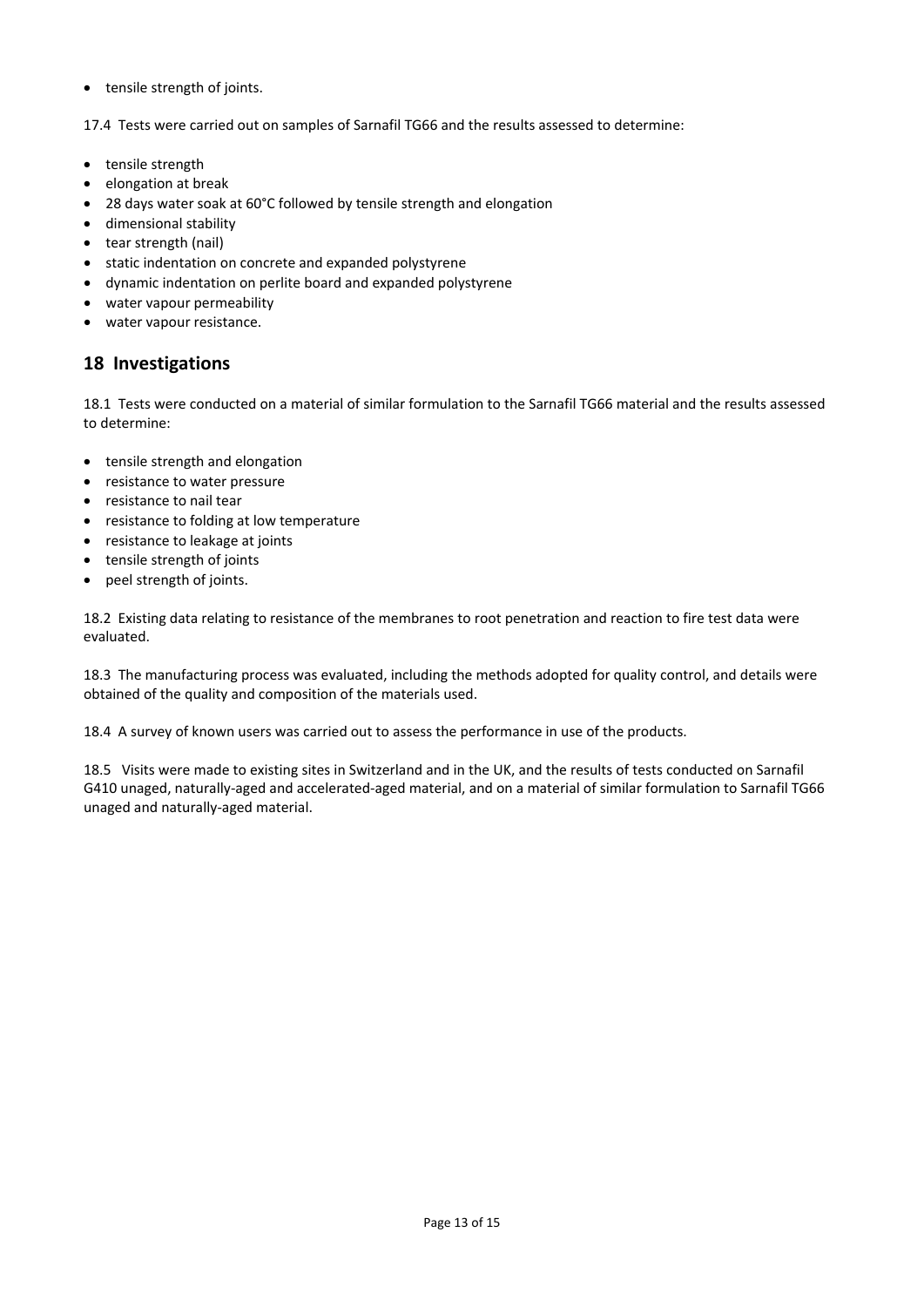- tensile strength of joints.

17.4 Tests were carried out on samples of Sarnafil TG66 and the results assessed to determine:

- tensile strength
- elongation at break
- 28 days water soak at 60°C followed by tensile strength and elongation
- dimensional stability
- tear strength (nail)
- static indentation on concrete and expanded polystyrene
- dynamic indentation on perlite board and expanded polystyrene
- water vapour permeability
- water vapour resistance.

## 18 Investigations

18.1 Tests were conducted on a material of similar formulation to the Sarnafil TG66 material and the results assessed to determine:

- tensile strength and elongation
- resistance to water pressure
- resistance to nail tear
- resistance to folding at low temperature
- resistance to leakage at joints
- tensile strength of joints
- peel strength of joints.

18.2 Existing data relating to resistance of the membranes to root penetration and reaction to fire test data were evaluated.

18.3 The manufacturing process was evaluated, including the methods adopted for quality control, and details were obtained of the quality and composition of the materials used.

18.4 A survey of known users was carried out to assess the performance in use of the products.

18.5 Visits were made to existing sites in Switzerland and in the UK, and the results of tests conducted on Sarnafil G410 unaged, naturally-aged and accelerated-aged material, and on a material of similar formulation to Sarnafil TG66 unaged and naturally-aged material.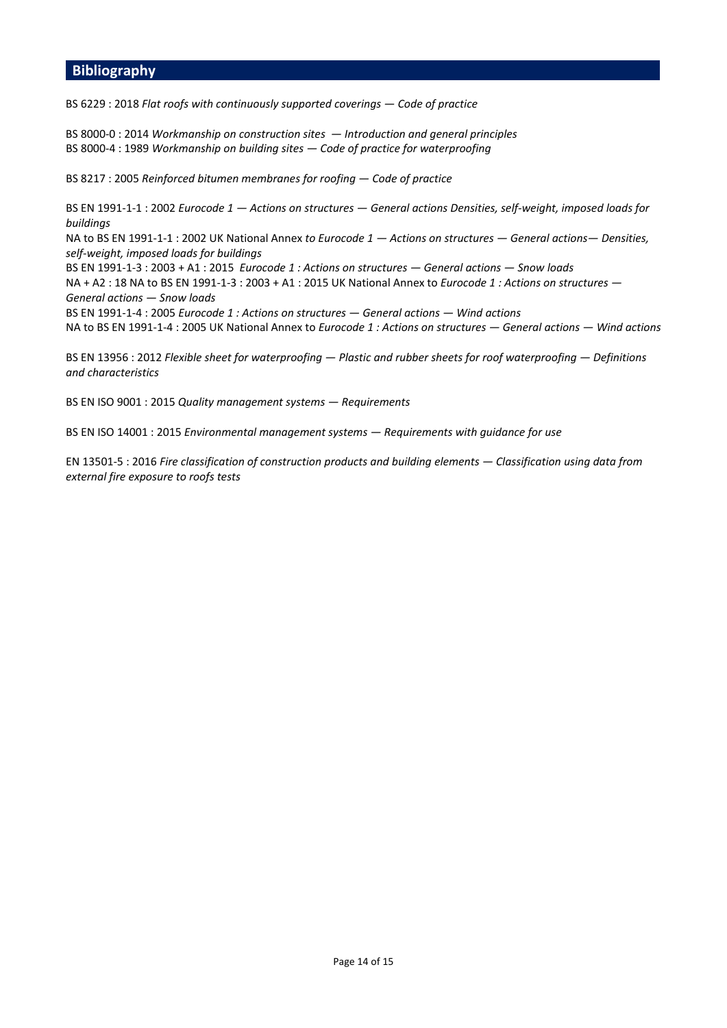## Bibliography

BS 6229 : 2018 *Flat roofs with continuously supported coverings — Code of practice*

BS 8000-0 : 2014 *Workmanship on construction sites — Introduction and general principles*
BS 8000-4 : 1989 *Workmanship on building sites — Code of practice for waterproofing*

BS 8217 : 2005 *Reinforced bitumen membranes for roofing — Code of practice*

BS EN 1991-1-1 : 2002 *Eurocode 1 — Actions on structures — General actions Densities, self-weight, imposed loads for buildings*
NA to BS EN 1991-1-1 : 2002 UK National Annex *to Eurocode 1 — Actions on structures — General actions— Densities, self-weight, imposed loads for buildings*
BS EN 1991-1-3 : 2003 + A1 : 2015 *Eurocode 1 : Actions on structures — General actions — Snow loads*
NA + A2 : 18 NA to BS EN 1991-1-3 : 2003 + A1 : 2015 UK National Annex to *Eurocode 1 : Actions on structures — General actions — Snow loads*
BS EN 1991-1-4 : 2005 *Eurocode 1 : Actions on structures — General actions — Wind actions*
NA to BS EN 1991-1-4 : 2005 UK National Annex to *Eurocode 1 : Actions on structures — General actions — Wind actions*

BS EN 13956 : 2012 *Flexible sheet for waterproofing — Plastic and rubber sheets for roof waterproofing — Definitions and characteristics*

BS EN ISO 9001 : 2015 *Quality management systems — Requirements*

BS EN ISO 14001 : 2015 *Environmental management systems — Requirements with guidance for use*

EN 13501-5 : 2016 *Fire classification of construction products and building elements — Classification using data from external fire exposure to roofs tests*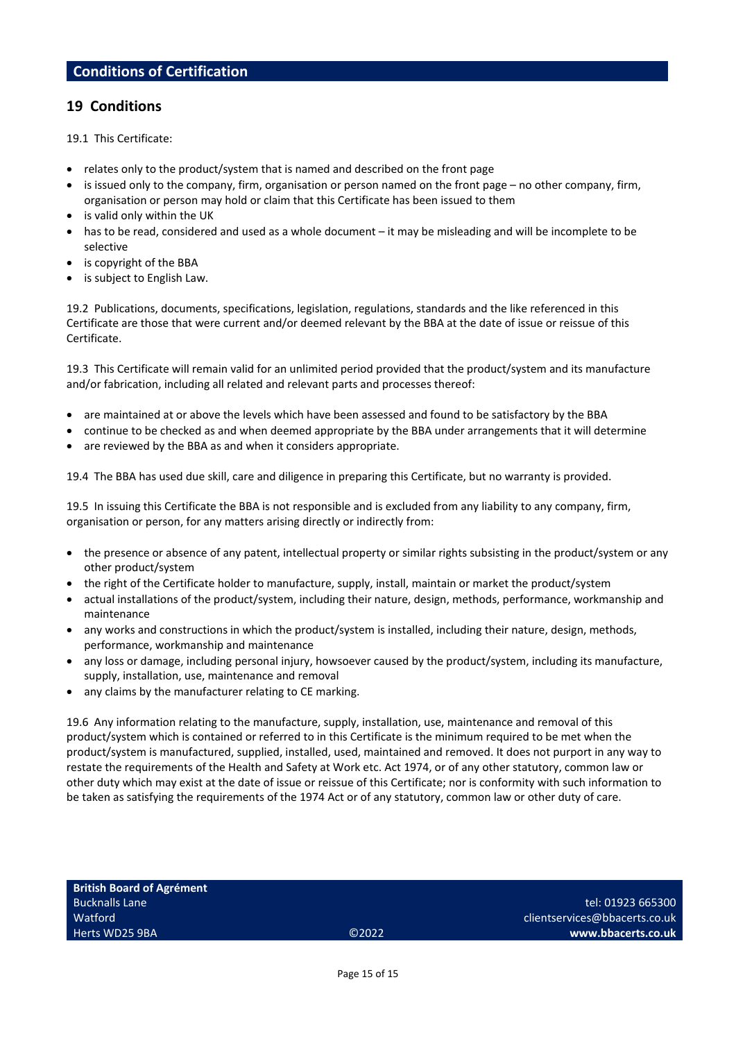## Conditions of Certification

### 19 Conditions

19.1 This Certificate:

- relates only to the product/system that is named and described on the front page
- is issued only to the company, firm, organisation or person named on the front page – no other company, firm, organisation or person may hold or claim that this Certificate has been issued to them
- is valid only within the UK
- has to be read, considered and used as a whole document – it may be misleading and will be incomplete to be selective
- is copyright of the BBA
- is subject to English Law.

19.2 Publications, documents, specifications, legislation, regulations, standards and the like referenced in this Certificate are those that were current and/or deemed relevant by the BBA at the date of issue or reissue of this Certificate.

19.3 This Certificate will remain valid for an unlimited period provided that the product/system and its manufacture and/or fabrication, including all related and relevant parts and processes thereof:

- are maintained at or above the levels which have been assessed and found to be satisfactory by the BBA
- continue to be checked as and when deemed appropriate by the BBA under arrangements that it will determine
- are reviewed by the BBA as and when it considers appropriate.

19.4 The BBA has used due skill, care and diligence in preparing this Certificate, but no warranty is provided.

19.5 In issuing this Certificate the BBA is not responsible and is excluded from any liability to any company, firm, organisation or person, for any matters arising directly or indirectly from:

- the presence or absence of any patent, intellectual property or similar rights subsisting in the product/system or any other product/system
- the right of the Certificate holder to manufacture, supply, install, maintain or market the product/system
- actual installations of the product/system, including their nature, design, methods, performance, workmanship and maintenance
- any works and constructions in which the product/system is installed, including their nature, design, methods, performance, workmanship and maintenance
- any loss or damage, including personal injury, howsoever caused by the product/system, including its manufacture, supply, installation, use, maintenance and removal
- any claims by the manufacturer relating to CE marking.

19.6 Any information relating to the manufacture, supply, installation, use, maintenance and removal of this product/system which is contained or referred to in this Certificate is the minimum required to be met when the product/system is manufactured, supplied, installed, used, maintained and removed. It does not purport in any way to restate the requirements of the Health and Safety at Work etc. Act 1974, or of any other statutory, common law or other duty which may exist at the date of issue or reissue of this Certificate; nor is conformity with such information to be taken as satisfying the requirements of the 1974 Act or of any statutory, common law or other duty of care.

**British Board of Agrément**
Bucknalls Lane
Watford
Herts WD25 9BA

©2022

tel: 01923 665300
clientservices@bbacerts.co.uk
**www.bbacerts.co.uk**